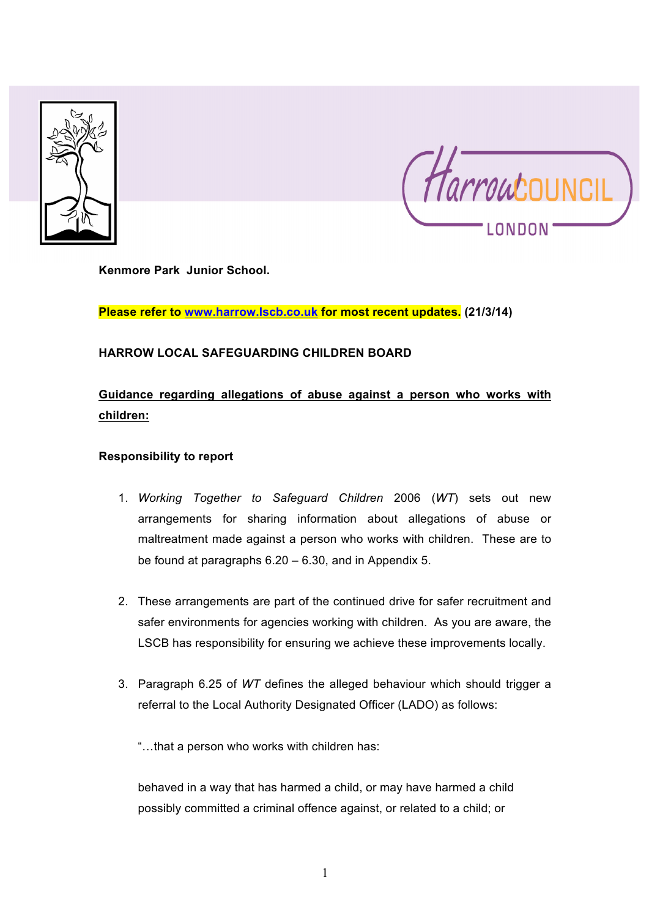**Kenmore Park Junior School.**

**Please refer to [www.harrow.lscb.co.uk](http://www.harrow.lscb.co.uk) for most recent updates. (21/3/14)**

**HARROW LOCAL SAFEGUARDING CHILDREN BOARD**

**Guidance regarding allegations of abuse against a person who works with children:**

**Responsibility to report**

1. *Working Together to Safeguard Children* 2006 (*WT*) sets out new arrangements for sharing information about allegations of abuse or maltreatment made against a person who works with children. These are to be found at paragraphs 6.20 – 6.30, and in Appendix 5.

2. These arrangements are part of the continued drive for safer recruitment and safer environments for agencies working with children. As you are aware, the LSCB has responsibility for ensuring we achieve these improvements locally.

3. Paragraph 6.25 of *WT* defines the alleged behaviour which should trigger a referral to the Local Authority Designated Officer (LADO) as follows:

   "…that a person who works with children has:

   behaved in a way that has harmed a child, or may have harmed a child
   possibly committed a criminal offence against, or related to a child; or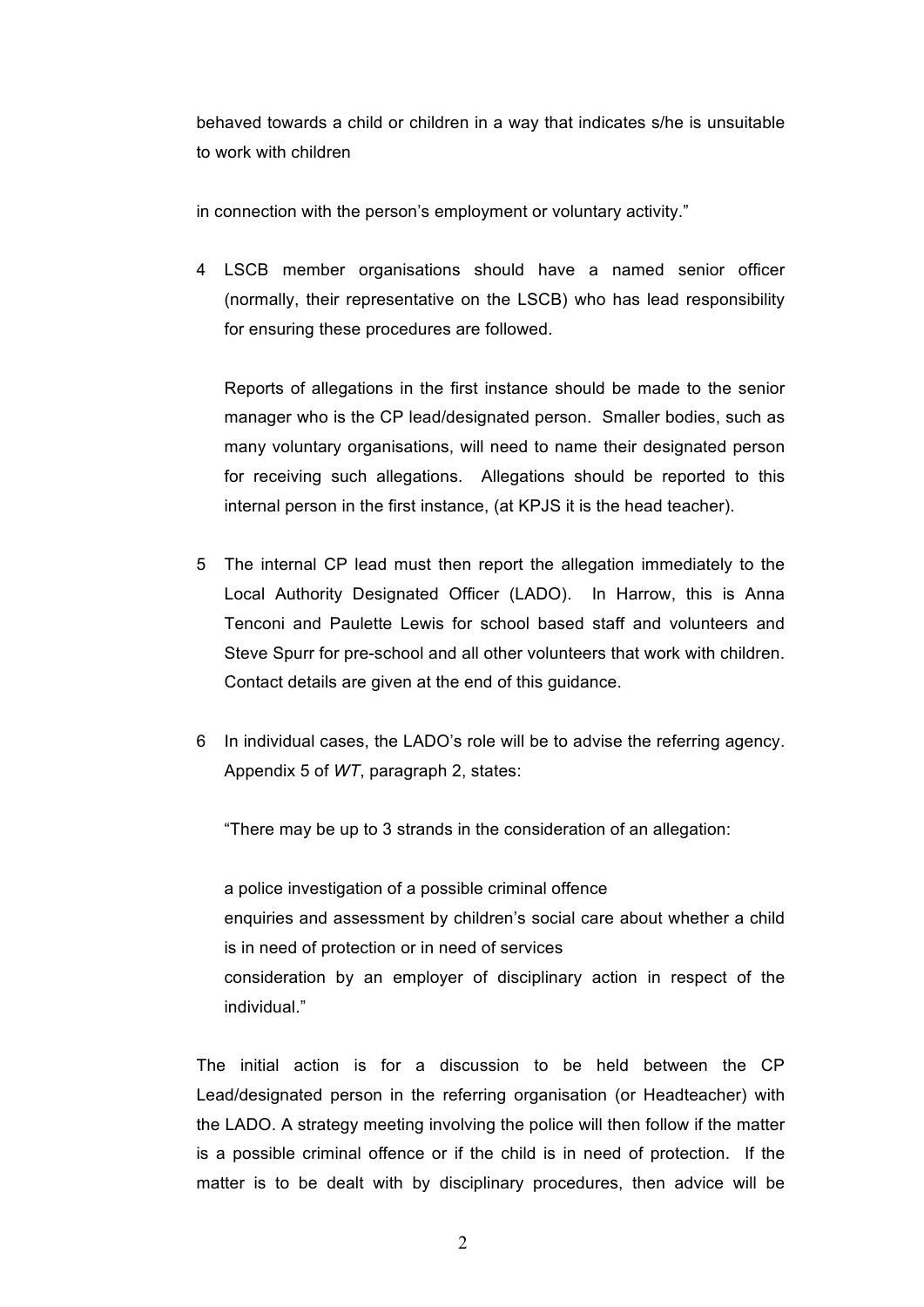behaved towards a child or children in a way that indicates s/he is unsuitable to work with children

in connection with the person's employment or voluntary activity."

4 LSCB member organisations should have a named senior officer (normally, their representative on the LSCB) who has lead responsibility for ensuring these procedures are followed.

   Reports of allegations in the first instance should be made to the senior manager who is the CP lead/designated person. Smaller bodies, such as many voluntary organisations, will need to name their designated person for receiving such allegations. Allegations should be reported to this internal person in the first instance, (at KPJS it is the head teacher).

5 The internal CP lead must then report the allegation immediately to the Local Authority Designated Officer (LADO). In Harrow, this is Anna Tenconi and Paulette Lewis for school based staff and volunteers and Steve Spurr for pre-school and all other volunteers that work with children. Contact details are given at the end of this guidance.

6 In individual cases, the LADO's role will be to advise the referring agency. Appendix 5 of *WT*, paragraph 2, states:

   "There may be up to 3 strands in the consideration of an allegation:

   a police investigation of a possible criminal offence
   enquiries and assessment by children's social care about whether a child is in need of protection or in need of services
   consideration by an employer of disciplinary action in respect of the individual."

The initial action is for a discussion to be held between the CP Lead/designated person in the referring organisation (or Headteacher) with the LADO. A strategy meeting involving the police will then follow if the matter is a possible criminal offence or if the child is in need of protection. If the matter is to be dealt with by disciplinary procedures, then advice will be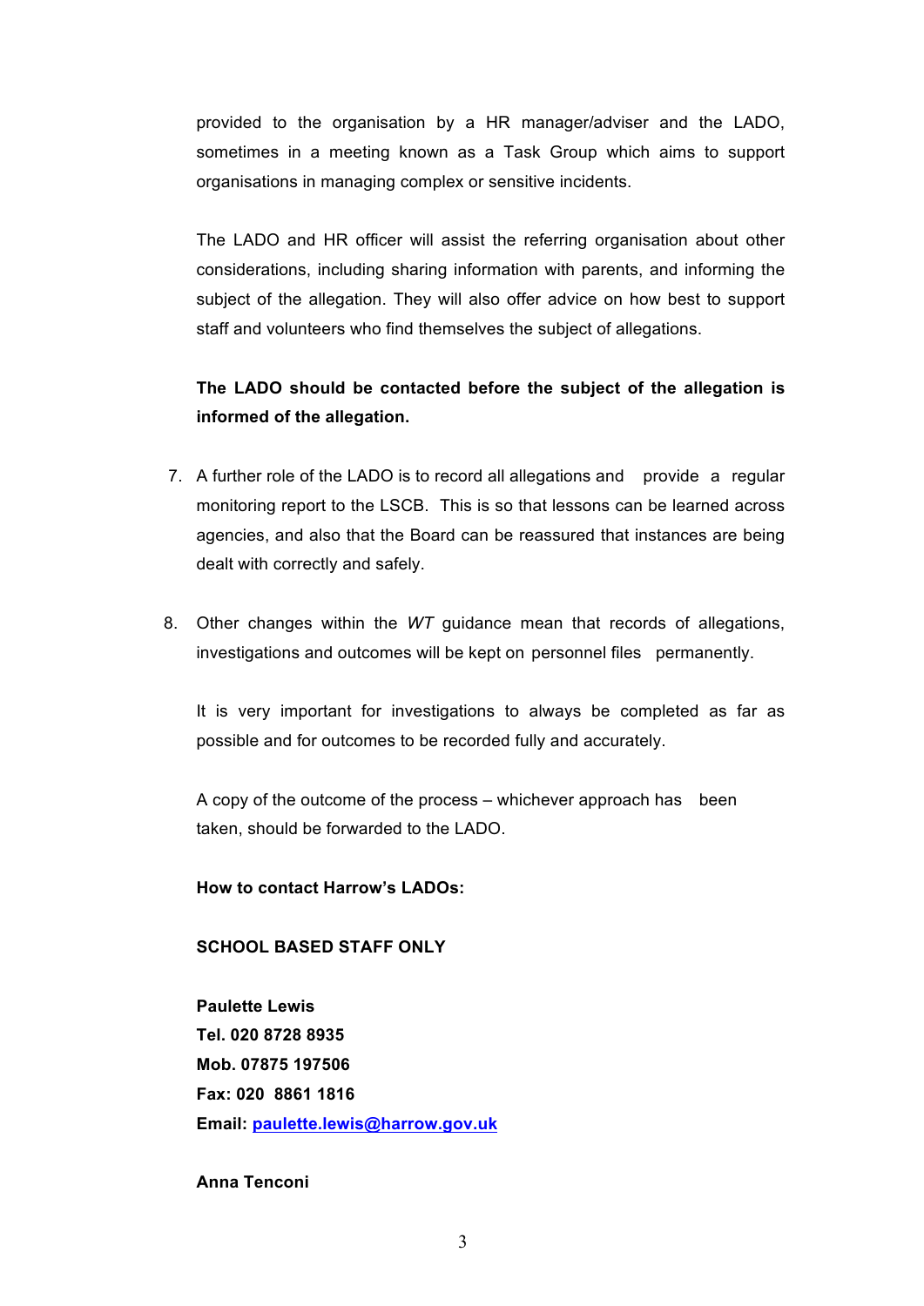provided to the organisation by a HR manager/adviser and the LADO, sometimes in a meeting known as a Task Group which aims to support organisations in managing complex or sensitive incidents.

The LADO and HR officer will assist the referring organisation about other considerations, including sharing information with parents, and informing the subject of the allegation. They will also offer advice on how best to support staff and volunteers who find themselves the subject of allegations.

**The LADO should be contacted before the subject of the allegation is informed of the allegation.**

7. A further role of the LADO is to record all allegations and provide a regular monitoring report to the LSCB. This is so that lessons can be learned across agencies, and also that the Board can be reassured that instances are being dealt with correctly and safely.

8. Other changes within the *WT* guidance mean that records of allegations, investigations and outcomes will be kept on personnel files permanently.

   It is very important for investigations to always be completed as far as possible and for outcomes to be recorded fully and accurately.

   A copy of the outcome of the process – whichever approach has been taken, should be forwarded to the LADO.

**How to contact Harrow's LADOs:**

**SCHOOL BASED STAFF ONLY**

**Paulette Lewis**
**Tel. 020 8728 8935**
**Mob. 07875 197506**
**Fax: 020 8861 1816**
**Email: paulette.lewis@harrow.gov.uk**

**Anna Tenconi**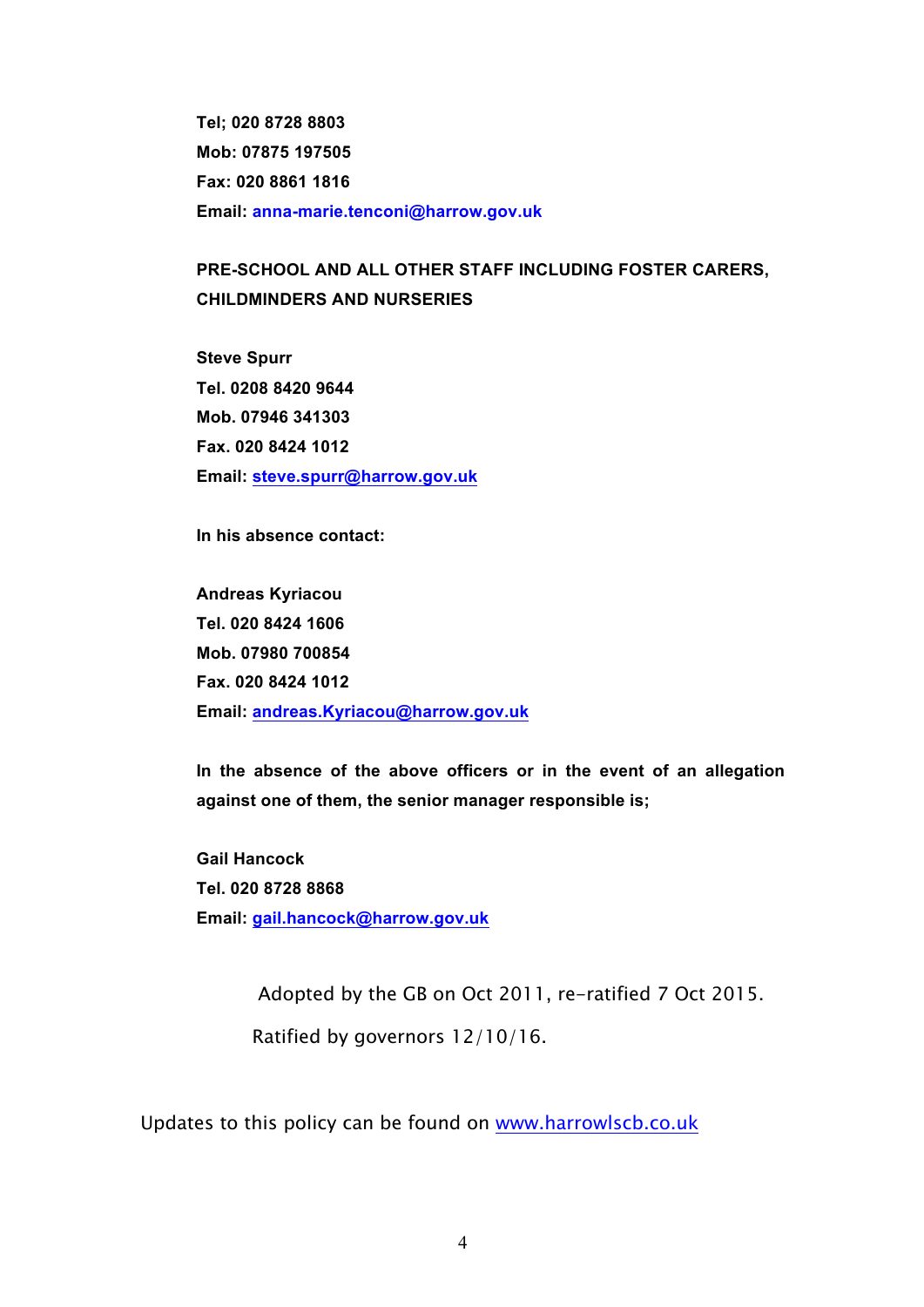**Tel; 020 8728 8803**

**Mob: 07875 197505**

**Fax: 020 8861 1816**

**Email: anna-marie.tenconi@harrow.gov.uk**

**PRE-SCHOOL AND ALL OTHER STAFF INCLUDING FOSTER CARERS, CHILDMINDERS AND NURSERIES**

**Steve Spurr**

**Tel. 0208 8420 9644**

**Mob. 07946 341303**

**Fax. 020 8424 1012**

**Email: steve.spurr@harrow.gov.uk**

**In his absence contact:**

**Andreas Kyriacou**

**Tel. 020 8424 1606**

**Mob. 07980 700854**

**Fax. 020 8424 1012**

**Email: andreas.Kyriacou@harrow.gov.uk**

**In the absence of the above officers or in the event of an allegation against one of them, the senior manager responsible is;**

**Gail Hancock**

**Tel. 020 8728 8868**

**Email: gail.hancock@harrow.gov.uk**

Adopted by the GB on Oct 2011, re-ratified 7 Oct 2015.

Ratified by governors 12/10/16.

Updates to this policy can be found on www.harrowlscb.co.uk